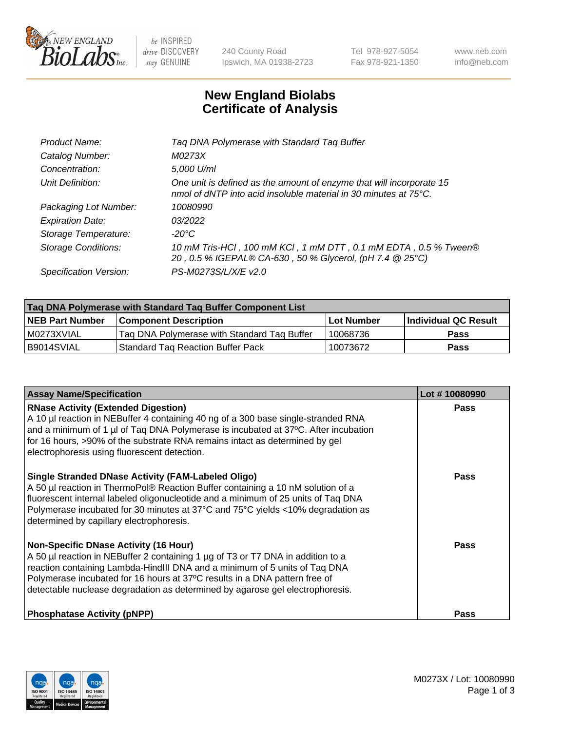# New England Biolabs Certificate of Analysis

| | |
|---|---|
| *Product Name:* | *Taq DNA Polymerase with Standard Taq Buffer* |
| *Catalog Number:* | *M0273X* |
| *Concentration:* | *5,000 U/ml* |
| *Unit Definition:* | *One unit is defined as the amount of enzyme that will incorporate 15 nmol of dNTP into acid insoluble material in 30 minutes at 75°C.* |
| *Packaging Lot Number:* | *10080990* |
| *Expiration Date:* | *03/2022* |
| *Storage Temperature:* | *-20°C* |
| *Storage Conditions:* | *10 mM Tris-HCl , 100 mM KCl , 1 mM DTT , 0.1 mM EDTA , 0.5 % Tween® 20 , 0.5 % IGEPAL® CA-630 , 50 % Glycerol, (pH 7.4 @ 25°C)* |
| *Specification Version:* | *PS-M0273S/L/X/E v2.0* |

| Taq DNA Polymerase with Standard Taq Buffer Component List | | | |
|---|---|---|---|
| **NEB Part Number** | **Component Description** | **Lot Number** | **Individual QC Result** |
| M0273XVIAL | Taq DNA Polymerase with Standard Taq Buffer | 10068736 | **Pass** |
| B9014SVIAL | Standard Taq Reaction Buffer Pack | 10073672 | **Pass** |

| Assay Name/Specification | Lot # 10080990 |
|---|---|
| **RNase Activity (Extended Digestion)**<br>A 10 µl reaction in NEBuffer 4 containing 40 ng of a 300 base single-stranded RNA and a minimum of 1 µl of Taq DNA Polymerase is incubated at 37ºC. After incubation for 16 hours, >90% of the substrate RNA remains intact as determined by gel electrophoresis using fluorescent detection. | **Pass** |
| **Single Stranded DNase Activity (FAM-Labeled Oligo)**<br>A 50 µl reaction in ThermoPol® Reaction Buffer containing a 10 nM solution of a fluorescent internal labeled oligonucleotide and a minimum of 25 units of Taq DNA Polymerase incubated for 30 minutes at 37°C and 75°C yields <10% degradation as determined by capillary electrophoresis. | **Pass** |
| **Non-Specific DNase Activity (16 Hour)**<br>A 50 µl reaction in NEBuffer 2 containing 1 µg of T3 or T7 DNA in addition to a reaction containing Lambda-HindIII DNA and a minimum of 5 units of Taq DNA Polymerase incubated for 16 hours at 37ºC results in a DNA pattern free of detectable nuclease degradation as determined by agarose gel electrophoresis. | **Pass** |
| **Phosphatase Activity (pNPP)** | **Pass** |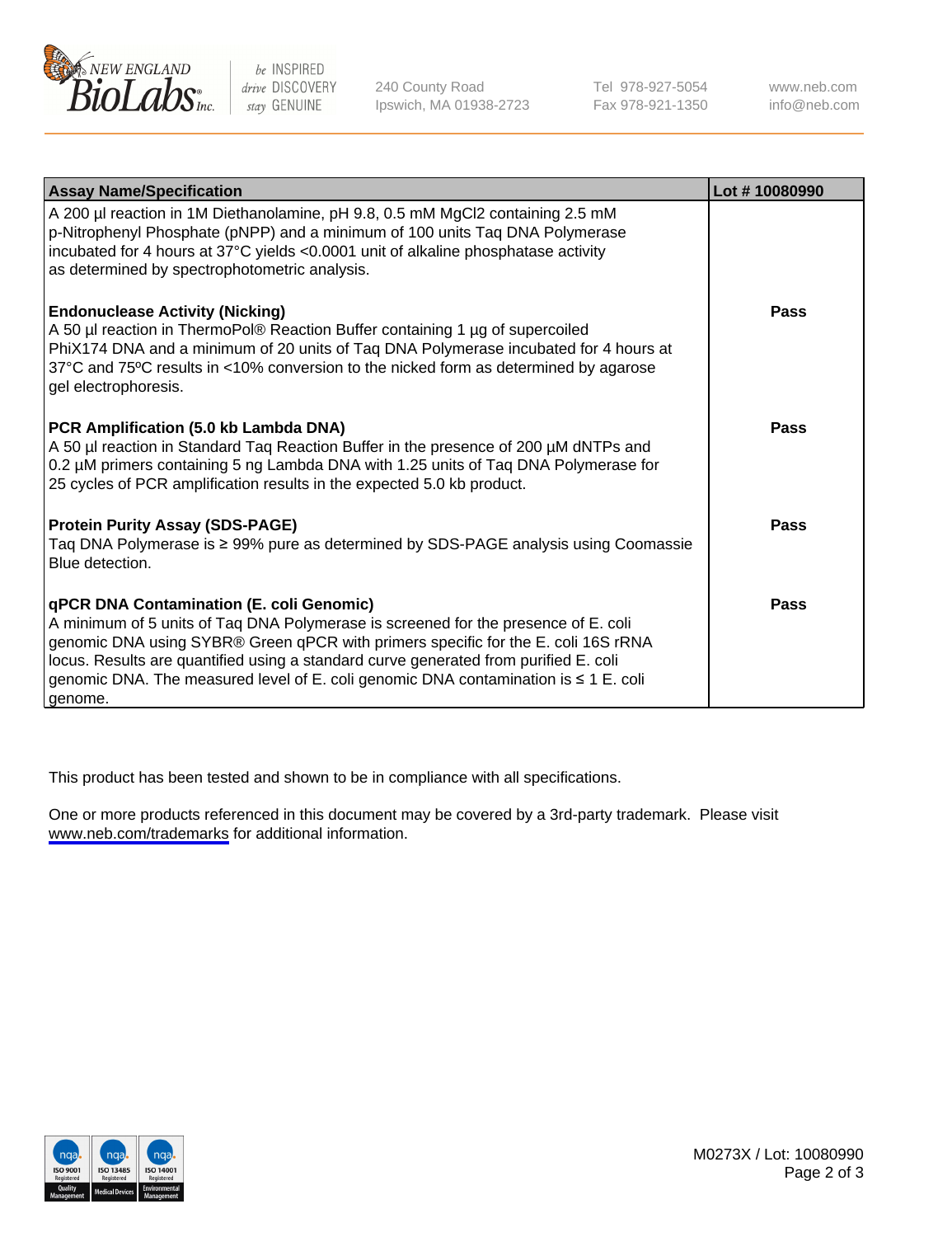| Assay Name/Specification | Lot # 10080990 |
|---|---|
| A 200 µl reaction in 1M Diethanolamine, pH 9.8, 0.5 mM $MgCl_2$ containing 2.5 mM p-Nitrophenyl Phosphate (pNPP) and a minimum of 100 units Taq DNA Polymerase incubated for 4 hours at 37°C yields <0.0001 unit of alkaline phosphatase activity as determined by spectrophotometric analysis. | |
| **Endonuclease Activity (Nicking)**<br>A 50 µl reaction in ThermoPol® Reaction Buffer containing 1 µg of supercoiled PhiX174 DNA and a minimum of 20 units of Taq DNA Polymerase incubated for 4 hours at 37°C and 75ºC results in <10% conversion to the nicked form as determined by agarose gel electrophoresis. | **Pass** |
| **PCR Amplification (5.0 kb Lambda DNA)**<br>A 50 µl reaction in Standard Taq Reaction Buffer in the presence of 200 µM dNTPs and 0.2 µM primers containing 5 ng Lambda DNA with 1.25 units of Taq DNA Polymerase for 25 cycles of PCR amplification results in the expected 5.0 kb product. | **Pass** |
| **Protein Purity Assay (SDS-PAGE)**<br>Taq DNA Polymerase is ≥ 99% pure as determined by SDS-PAGE analysis using Coomassie Blue detection. | **Pass** |
| **qPCR DNA Contamination (E. coli Genomic)**<br>A minimum of 5 units of Taq DNA Polymerase is screened for the presence of E. coli genomic DNA using SYBR® Green qPCR with primers specific for the E. coli 16S rRNA locus. Results are quantified using a standard curve generated from purified E. coli genomic DNA. The measured level of E. coli genomic DNA contamination is ≤ 1 E. coli genome. | **Pass** |

This product has been tested and shown to be in compliance with all specifications.

One or more products referenced in this document may be covered by a 3rd-party trademark. Please visit www.neb.com/trademarks for additional information.

M0273X / Lot: 10080990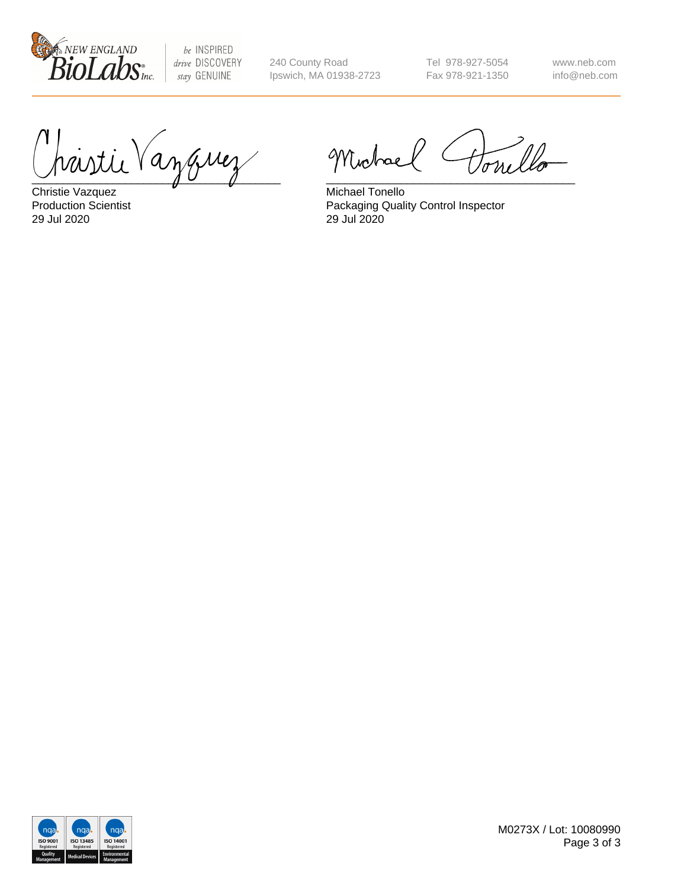Christie Vazquez
Production Scientist
29 Jul 2020

Michael Tonello
Packaging Quality Control Inspector
29 Jul 2020